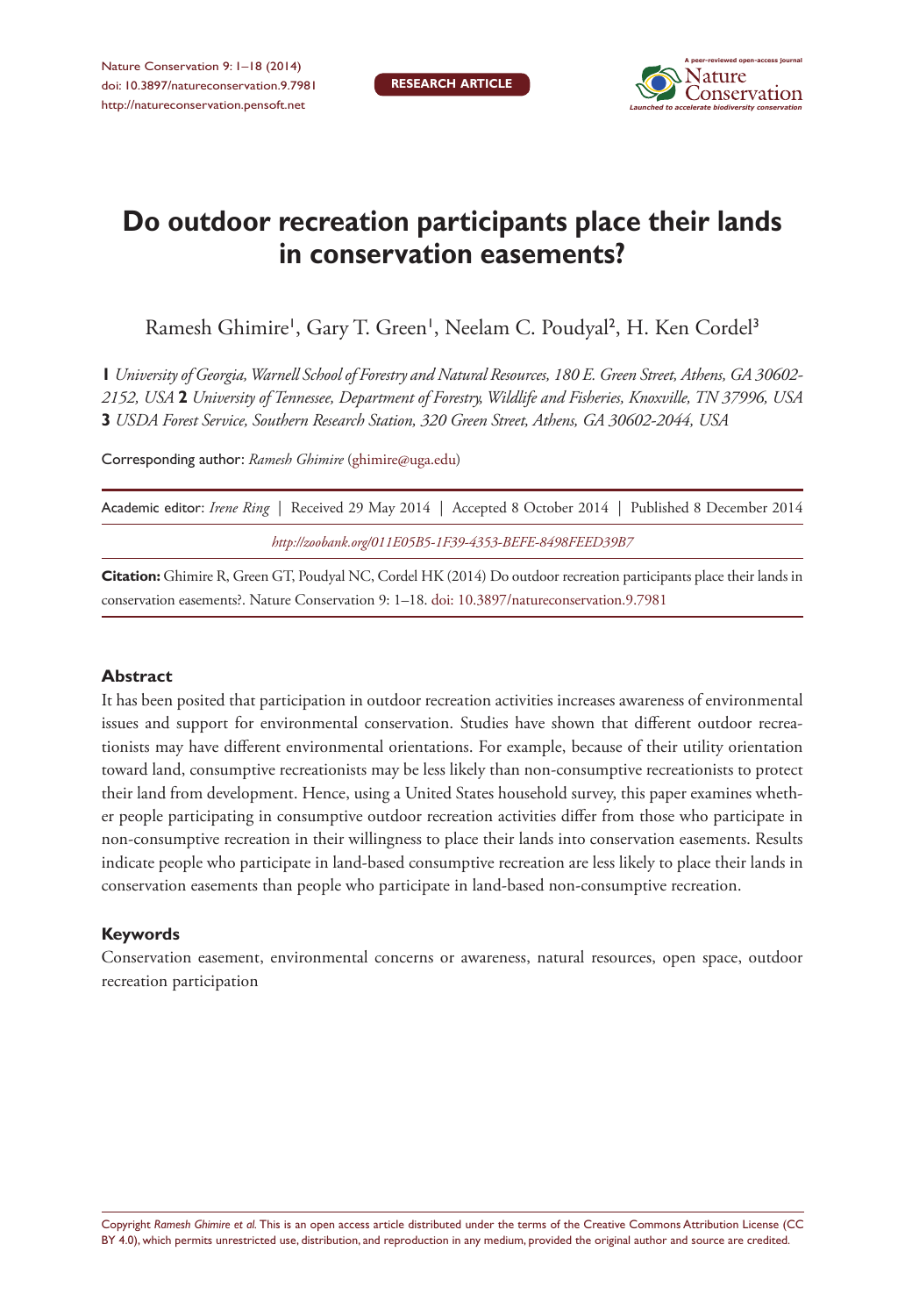# Do outdoor recreation participants place their lands in conservation easements?

Ramesh Ghimire[1], Gary T. Green[1], Neelam C. Poudyal[2], H. Ken Cordel[3]

**1** *University of Georgia, Warnell School of Forestry and Natural Resources, 180 E. Green Street, Athens, GA 30602-2152, USA* **2** *University of Tennessee, Department of Forestry, Wildlife and Fisheries, Knoxville, TN 37996, USA* **3** *USDA Forest Service, Southern Research Station, 320 Green Street, Athens, GA 30602-2044, USA*

Corresponding author: *Ramesh Ghimire* (ghimire@uga.edu)

Academic editor: *Irene Ring* | Received 29 May 2014 | Accepted 8 October 2014 | Published 8 December 2014

*http://zoobank.org/011E05B5-1F39-4353-BEFE-8498FEED39B7*

**Citation:** Ghimire R, Green GT, Poudyal NC, Cordel HK (2014) Do outdoor recreation participants place their lands in conservation easements?. Nature Conservation 9: 1–18. doi: 10.3897/natureconservation.9.7981

## Abstract

It has been posited that participation in outdoor recreation activities increases awareness of environmental issues and support for environmental conservation. Studies have shown that different outdoor recreationists may have different environmental orientations. For example, because of their utility orientation toward land, consumptive recreationists may be less likely than non-consumptive recreationists to protect their land from development. Hence, using a United States household survey, this paper examines whether people participating in consumptive outdoor recreation activities differ from those who participate in non-consumptive recreation in their willingness to place their lands into conservation easements. Results indicate people who participate in land-based consumptive recreation are less likely to place their lands in conservation easements than people who participate in land-based non-consumptive recreation.

## Keywords

Conservation easement, environmental concerns or awareness, natural resources, open space, outdoor recreation participation

Copyright *Ramesh Ghimire et al.* This is an open access article distributed under the terms of the Creative Commons Attribution License (CC BY 4.0), which permits unrestricted use, distribution, and reproduction in any medium, provided the original author and source are credited.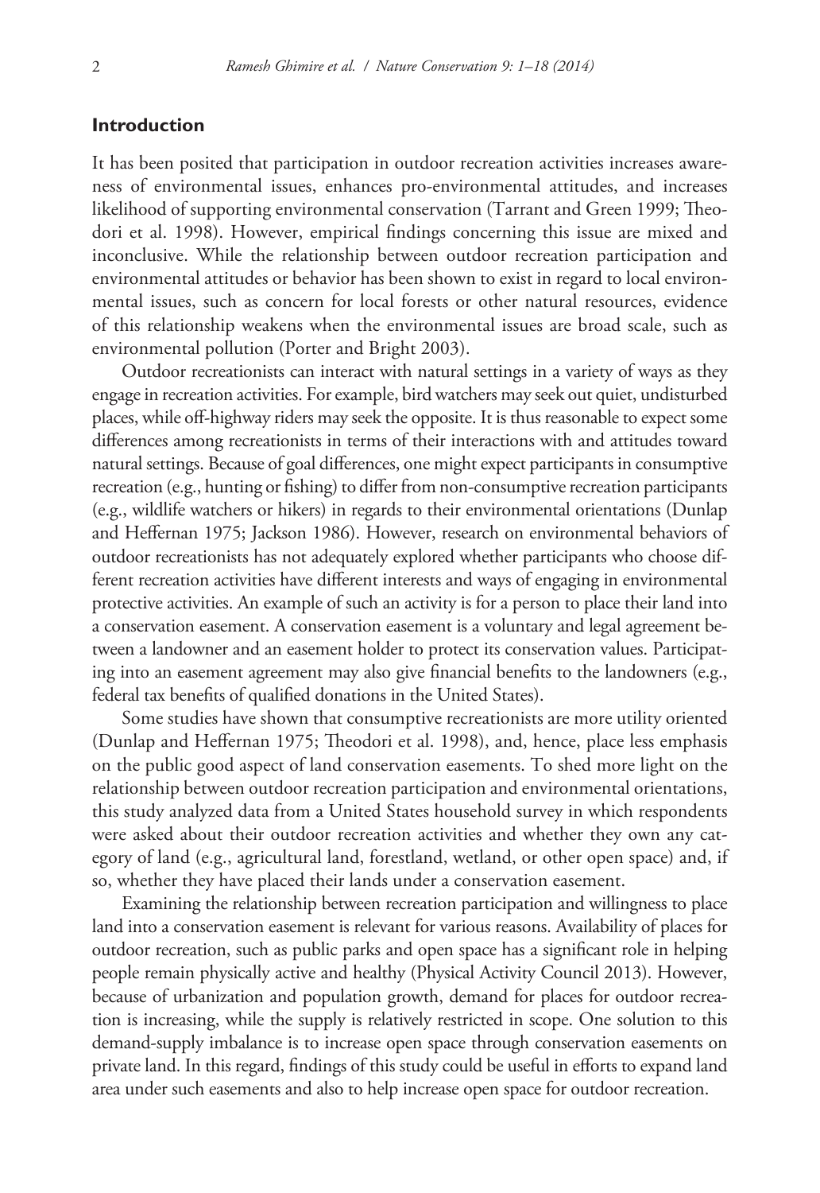## Introduction

It has been posited that participation in outdoor recreation activities increases awareness of environmental issues, enhances pro-environmental attitudes, and increases likelihood of supporting environmental conservation (Tarrant and Green 1999; Theodori et al. 1998). However, empirical findings concerning this issue are mixed and inconclusive. While the relationship between outdoor recreation participation and environmental attitudes or behavior has been shown to exist in regard to local environmental issues, such as concern for local forests or other natural resources, evidence of this relationship weakens when the environmental issues are broad scale, such as environmental pollution (Porter and Bright 2003).

Outdoor recreationists can interact with natural settings in a variety of ways as they engage in recreation activities. For example, bird watchers may seek out quiet, undisturbed places, while off-highway riders may seek the opposite. It is thus reasonable to expect some differences among recreationists in terms of their interactions with and attitudes toward natural settings. Because of goal differences, one might expect participants in consumptive recreation (e.g., hunting or fishing) to differ from non-consumptive recreation participants (e.g., wildlife watchers or hikers) in regards to their environmental orientations (Dunlap and Heffernan 1975; Jackson 1986). However, research on environmental behaviors of outdoor recreationists has not adequately explored whether participants who choose different recreation activities have different interests and ways of engaging in environmental protective activities. An example of such an activity is for a person to place their land into a conservation easement. A conservation easement is a voluntary and legal agreement between a landowner and an easement holder to protect its conservation values. Participating into an easement agreement may also give financial benefits to the landowners (e.g., federal tax benefits of qualified donations in the United States).

Some studies have shown that consumptive recreationists are more utility oriented (Dunlap and Heffernan 1975; Theodori et al. 1998), and, hence, place less emphasis on the public good aspect of land conservation easements. To shed more light on the relationship between outdoor recreation participation and environmental orientations, this study analyzed data from a United States household survey in which respondents were asked about their outdoor recreation activities and whether they own any category of land (e.g., agricultural land, forestland, wetland, or other open space) and, if so, whether they have placed their lands under a conservation easement.

Examining the relationship between recreation participation and willingness to place land into a conservation easement is relevant for various reasons. Availability of places for outdoor recreation, such as public parks and open space has a significant role in helping people remain physically active and healthy (Physical Activity Council 2013). However, because of urbanization and population growth, demand for places for outdoor recreation is increasing, while the supply is relatively restricted in scope. One solution to this demand-supply imbalance is to increase open space through conservation easements on private land. In this regard, findings of this study could be useful in efforts to expand land area under such easements and also to help increase open space for outdoor recreation.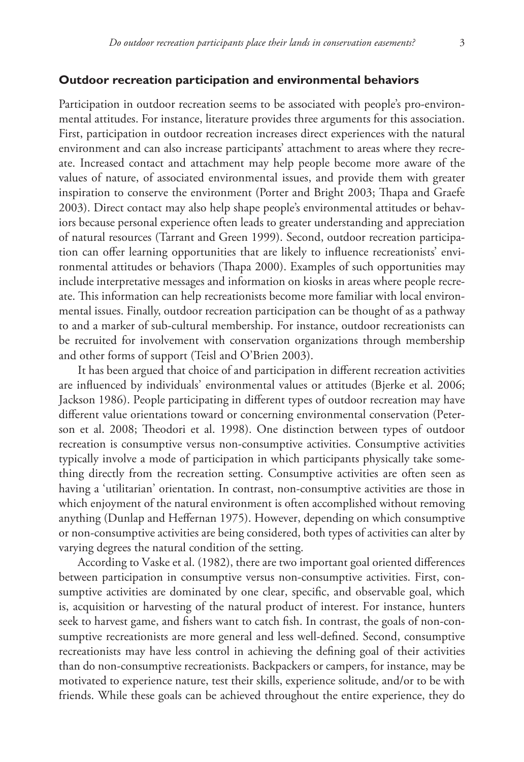## Outdoor recreation participation and environmental behaviors

Participation in outdoor recreation seems to be associated with people's pro-environmental attitudes. For instance, literature provides three arguments for this association. First, participation in outdoor recreation increases direct experiences with the natural environment and can also increase participants' attachment to areas where they recreate. Increased contact and attachment may help people become more aware of the values of nature, of associated environmental issues, and provide them with greater inspiration to conserve the environment (Porter and Bright 2003; Thapa and Graefe 2003). Direct contact may also help shape people's environmental attitudes or behaviors because personal experience often leads to greater understanding and appreciation of natural resources (Tarrant and Green 1999). Second, outdoor recreation participation can offer learning opportunities that are likely to influence recreationists' environmental attitudes or behaviors (Thapa 2000). Examples of such opportunities may include interpretative messages and information on kiosks in areas where people recreate. This information can help recreationists become more familiar with local environmental issues. Finally, outdoor recreation participation can be thought of as a pathway to and a marker of sub-cultural membership. For instance, outdoor recreationists can be recruited for involvement with conservation organizations through membership and other forms of support (Teisl and O'Brien 2003).

It has been argued that choice of and participation in different recreation activities are influenced by individuals' environmental values or attitudes (Bjerke et al. 2006; Jackson 1986). People participating in different types of outdoor recreation may have different value orientations toward or concerning environmental conservation (Peterson et al. 2008; Theodori et al. 1998). One distinction between types of outdoor recreation is consumptive versus non-consumptive activities. Consumptive activities typically involve a mode of participation in which participants physically take something directly from the recreation setting. Consumptive activities are often seen as having a 'utilitarian' orientation. In contrast, non-consumptive activities are those in which enjoyment of the natural environment is often accomplished without removing anything (Dunlap and Heffernan 1975). However, depending on which consumptive or non-consumptive activities are being considered, both types of activities can alter by varying degrees the natural condition of the setting.

According to Vaske et al. (1982), there are two important goal oriented differences between participation in consumptive versus non-consumptive activities. First, consumptive activities are dominated by one clear, specific, and observable goal, which is, acquisition or harvesting of the natural product of interest. For instance, hunters seek to harvest game, and fishers want to catch fish. In contrast, the goals of non-consumptive recreationists are more general and less well-defined. Second, consumptive recreationists may have less control in achieving the defining goal of their activities than do non-consumptive recreationists. Backpackers or campers, for instance, may be motivated to experience nature, test their skills, experience solitude, and/or to be with friends. While these goals can be achieved throughout the entire experience, they do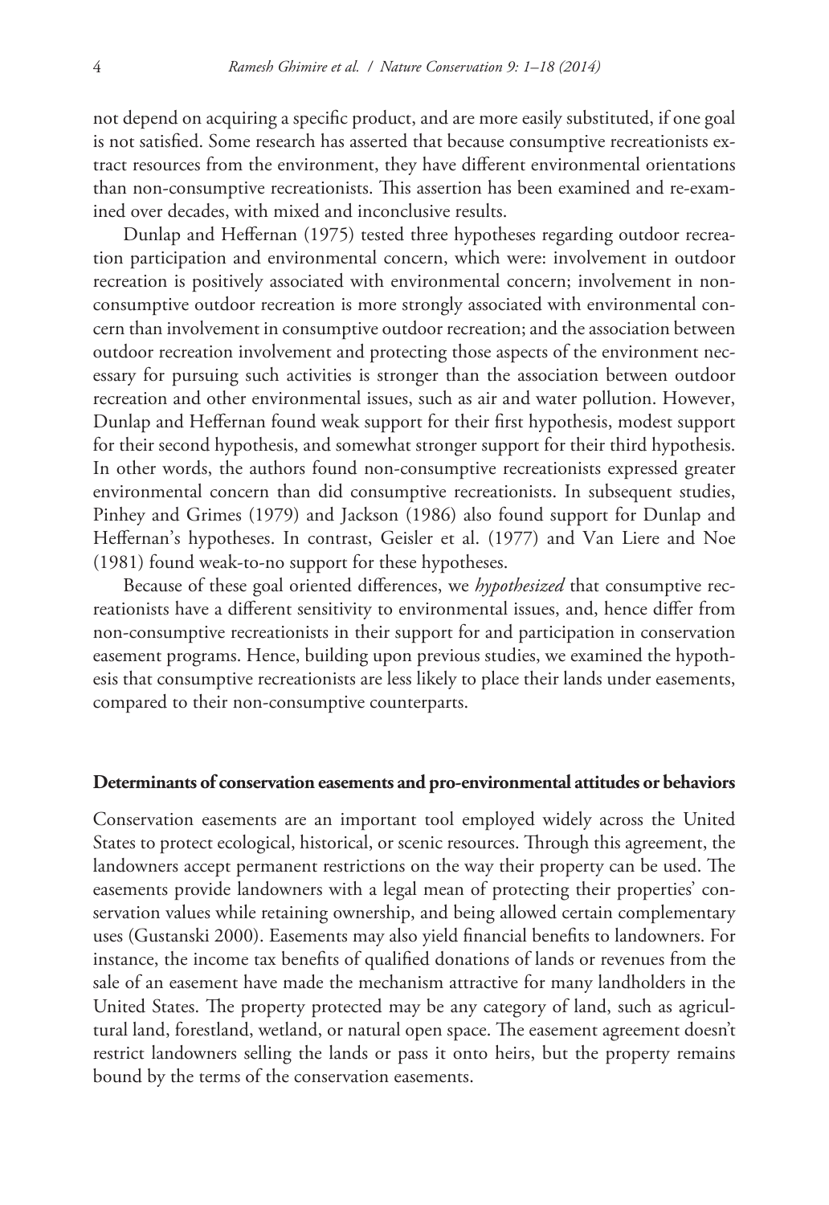not depend on acquiring a specific product, and are more easily substituted, if one goal is not satisfied. Some research has asserted that because consumptive recreationists extract resources from the environment, they have different environmental orientations than non-consumptive recreationists. This assertion has been examined and re-examined over decades, with mixed and inconclusive results.

Dunlap and Heffernan (1975) tested three hypotheses regarding outdoor recreation participation and environmental concern, which were: involvement in outdoor recreation is positively associated with environmental concern; involvement in non-consumptive outdoor recreation is more strongly associated with environmental concern than involvement in consumptive outdoor recreation; and the association between outdoor recreation involvement and protecting those aspects of the environment necessary for pursuing such activities is stronger than the association between outdoor recreation and other environmental issues, such as air and water pollution. However, Dunlap and Heffernan found weak support for their first hypothesis, modest support for their second hypothesis, and somewhat stronger support for their third hypothesis. In other words, the authors found non-consumptive recreationists expressed greater environmental concern than did consumptive recreationists. In subsequent studies, Pinhey and Grimes (1979) and Jackson (1986) also found support for Dunlap and Heffernan's hypotheses. In contrast, Geisler et al. (1977) and Van Liere and Noe (1981) found weak-to-no support for these hypotheses.

Because of these goal oriented differences, we *hypothesized* that consumptive recreationists have a different sensitivity to environmental issues, and, hence differ from non-consumptive recreationists in their support for and participation in conservation easement programs. Hence, building upon previous studies, we examined the hypothesis that consumptive recreationists are less likely to place their lands under easements, compared to their non-consumptive counterparts.

### Determinants of conservation easements and pro-environmental attitudes or behaviors

Conservation easements are an important tool employed widely across the United States to protect ecological, historical, or scenic resources. Through this agreement, the landowners accept permanent restrictions on the way their property can be used. The easements provide landowners with a legal mean of protecting their properties' conservation values while retaining ownership, and being allowed certain complementary uses (Gustanski 2000). Easements may also yield financial benefits to landowners. For instance, the income tax benefits of qualified donations of lands or revenues from the sale of an easement have made the mechanism attractive for many landholders in the United States. The property protected may be any category of land, such as agricultural land, forestland, wetland, or natural open space. The easement agreement doesn't restrict landowners selling the lands or pass it onto heirs, but the property remains bound by the terms of the conservation easements.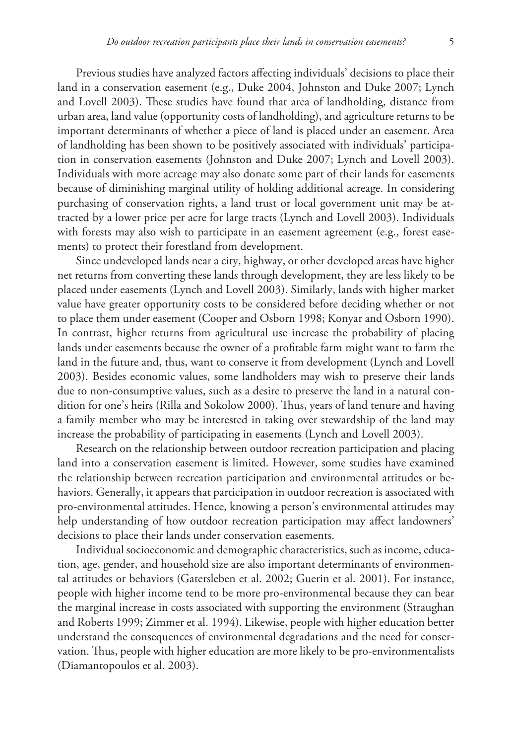Previous studies have analyzed factors affecting individuals' decisions to place their land in a conservation easement (e.g., Duke 2004, Johnston and Duke 2007; Lynch and Lovell 2003). These studies have found that area of landholding, distance from urban area, land value (opportunity costs of landholding), and agriculture returns to be important determinants of whether a piece of land is placed under an easement. Area of landholding has been shown to be positively associated with individuals' participation in conservation easements (Johnston and Duke 2007; Lynch and Lovell 2003). Individuals with more acreage may also donate some part of their lands for easements because of diminishing marginal utility of holding additional acreage. In considering purchasing of conservation rights, a land trust or local government unit may be attracted by a lower price per acre for large tracts (Lynch and Lovell 2003). Individuals with forests may also wish to participate in an easement agreement (e.g., forest easements) to protect their forestland from development.

Since undeveloped lands near a city, highway, or other developed areas have higher net returns from converting these lands through development, they are less likely to be placed under easements (Lynch and Lovell 2003). Similarly, lands with higher market value have greater opportunity costs to be considered before deciding whether or not to place them under easement (Cooper and Osborn 1998; Konyar and Osborn 1990). In contrast, higher returns from agricultural use increase the probability of placing lands under easements because the owner of a profitable farm might want to farm the land in the future and, thus, want to conserve it from development (Lynch and Lovell 2003). Besides economic values, some landholders may wish to preserve their lands due to non-consumptive values, such as a desire to preserve the land in a natural condition for one's heirs (Rilla and Sokolow 2000). Thus, years of land tenure and having a family member who may be interested in taking over stewardship of the land may increase the probability of participating in easements (Lynch and Lovell 2003).

Research on the relationship between outdoor recreation participation and placing land into a conservation easement is limited. However, some studies have examined the relationship between recreation participation and environmental attitudes or behaviors. Generally, it appears that participation in outdoor recreation is associated with pro-environmental attitudes. Hence, knowing a person's environmental attitudes may help understanding of how outdoor recreation participation may affect landowners' decisions to place their lands under conservation easements.

Individual socioeconomic and demographic characteristics, such as income, education, age, gender, and household size are also important determinants of environmental attitudes or behaviors (Gatersleben et al. 2002; Guerin et al. 2001). For instance, people with higher income tend to be more pro-environmental because they can bear the marginal increase in costs associated with supporting the environment (Straughan and Roberts 1999; Zimmer et al. 1994). Likewise, people with higher education better understand the consequences of environmental degradations and the need for conservation. Thus, people with higher education are more likely to be pro-environmentalists (Diamantopoulos et al. 2003).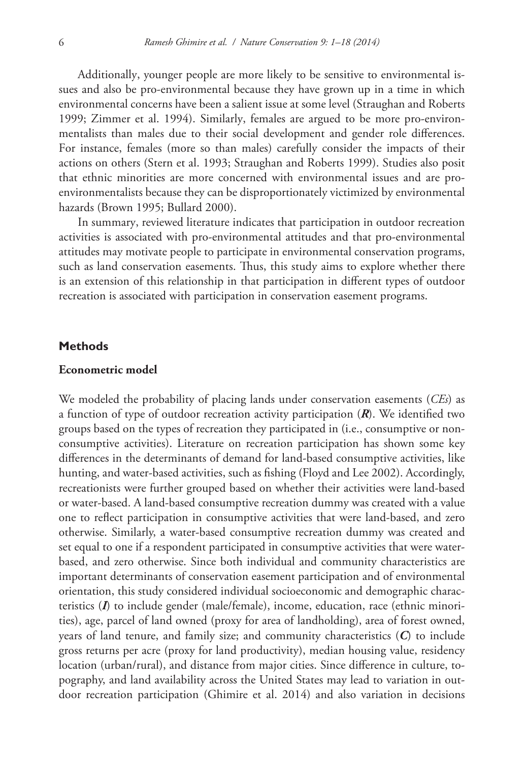Additionally, younger people are more likely to be sensitive to environmental issues and also be pro-environmental because they have grown up in a time in which environmental concerns have been a salient issue at some level (Straughan and Roberts 1999; Zimmer et al. 1994). Similarly, females are argued to be more pro-environmentalists than males due to their social development and gender role differences. For instance, females (more so than males) carefully consider the impacts of their actions on others (Stern et al. 1993; Straughan and Roberts 1999). Studies also posit that ethnic minorities are more concerned with environmental issues and are pro-environmentalists because they can be disproportionately victimized by environmental hazards (Brown 1995; Bullard 2000).

In summary, reviewed literature indicates that participation in outdoor recreation activities is associated with pro-environmental attitudes and that pro-environmental attitudes may motivate people to participate in environmental conservation programs, such as land conservation easements. Thus, this study aims to explore whether there is an extension of this relationship in that participation in different types of outdoor recreation is associated with participation in conservation easement programs.

## Methods

### Econometric model

We modeled the probability of placing lands under conservation easements (*CEs*) as a function of type of outdoor recreation activity participation (***R***). We identified two groups based on the types of recreation they participated in (i.e., consumptive or non-consumptive activities). Literature on recreation participation has shown some key differences in the determinants of demand for land-based consumptive activities, like hunting, and water-based activities, such as fishing (Floyd and Lee 2002). Accordingly, recreationists were further grouped based on whether their activities were land-based or water-based. A land-based consumptive recreation dummy was created with a value one to reflect participation in consumptive activities that were land-based, and zero otherwise. Similarly, a water-based consumptive recreation dummy was created and set equal to one if a respondent participated in consumptive activities that were water-based, and zero otherwise. Since both individual and community characteristics are important determinants of conservation easement participation and of environmental orientation, this study considered individual socioeconomic and demographic characteristics (***I***) to include gender (male/female), income, education, race (ethnic minorities), age, parcel of land owned (proxy for area of landholding), area of forest owned, years of land tenure, and family size; and community characteristics (***C***) to include gross returns per acre (proxy for land productivity), median housing value, residency location (urban/rural), and distance from major cities. Since difference in culture, topography, and land availability across the United States may lead to variation in outdoor recreation participation (Ghimire et al. 2014) and also variation in decisions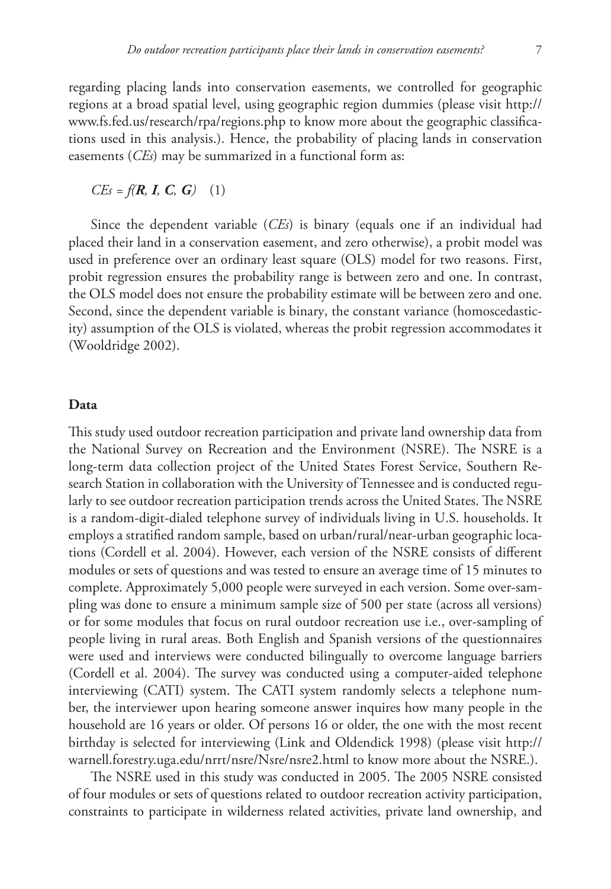regarding placing lands into conservation easements, we controlled for geographic regions at a broad spatial level, using geographic region dummies (please visit http://www.fs.fed.us/research/rpa/regions.php to know more about the geographic classifications used in this analysis.). Hence, the probability of placing lands in conservation easements (*CEs*) may be summarized in a functional form as:

$$CEs = f(\boldsymbol{R}, \boldsymbol{I}, \boldsymbol{C}, \boldsymbol{G}) \quad (1)$$

Since the dependent variable (*CEs*) is binary (equals one if an individual had placed their land in a conservation easement, and zero otherwise), a probit model was used in preference over an ordinary least square (OLS) model for two reasons. First, probit regression ensures the probability range is between zero and one. In contrast, the OLS model does not ensure the probability estimate will be between zero and one. Second, since the dependent variable is binary, the constant variance (homoscedasticity) assumption of the OLS is violated, whereas the probit regression accommodates it (Wooldridge 2002).

## Data

This study used outdoor recreation participation and private land ownership data from the National Survey on Recreation and the Environment (NSRE). The NSRE is a long-term data collection project of the United States Forest Service, Southern Research Station in collaboration with the University of Tennessee and is conducted regularly to see outdoor recreation participation trends across the United States. The NSRE is a random-digit-dialed telephone survey of individuals living in U.S. households. It employs a stratified random sample, based on urban/rural/near-urban geographic locations (Cordell et al. 2004). However, each version of the NSRE consists of different modules or sets of questions and was tested to ensure an average time of 15 minutes to complete. Approximately 5,000 people were surveyed in each version. Some over-sampling was done to ensure a minimum sample size of 500 per state (across all versions) or for some modules that focus on rural outdoor recreation use i.e., over-sampling of people living in rural areas. Both English and Spanish versions of the questionnaires were used and interviews were conducted bilingually to overcome language barriers (Cordell et al. 2004). The survey was conducted using a computer-aided telephone interviewing (CATI) system. The CATI system randomly selects a telephone number, the interviewer upon hearing someone answer inquires how many people in the household are 16 years or older. Of persons 16 or older, the one with the most recent birthday is selected for interviewing (Link and Oldendick 1998) (please visit http://warnell.forestry.uga.edu/nrrt/nsre/Nsre/nsre2.html to know more about the NSRE.).

The NSRE used in this study was conducted in 2005. The 2005 NSRE consisted of four modules or sets of questions related to outdoor recreation activity participation, constraints to participate in wilderness related activities, private land ownership, and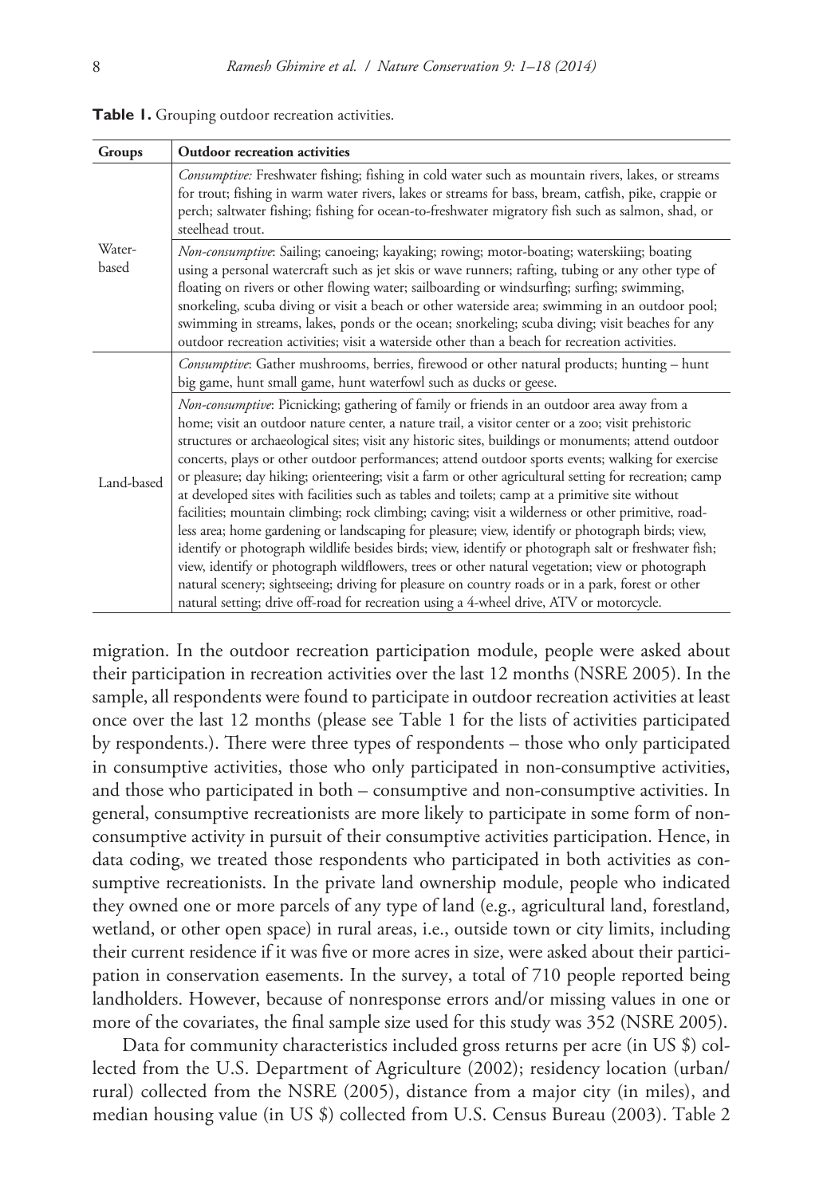**Table 1.** Grouping outdoor recreation activities.

| Groups | Outdoor recreation activities |
|---|---|
| Water-based | *Consumptive:* Freshwater fishing; fishing in cold water such as mountain rivers, lakes, or streams for trout; fishing in warm water rivers, lakes or streams for bass, bream, catfish, pike, crappie or perch; saltwater fishing; fishing for ocean-to-freshwater migratory fish such as salmon, shad, or steelhead trout. |
| | *Non-consumptive*: Sailing; canoeing; kayaking; rowing; motor-boating; waterskiing; boating using a personal watercraft such as jet skis or wave runners; rafting, tubing or any other type of floating on rivers or other flowing water; sailboarding or windsurfing; surfing; swimming, snorkeling, scuba diving or visit a beach or other waterside area; swimming in an outdoor pool; swimming in streams, lakes, ponds or the ocean; snorkeling; scuba diving; visit beaches for any outdoor recreation activities; visit a waterside other than a beach for recreation activities. |
| Land-based | *Consumptive*: Gather mushrooms, berries, firewood or other natural products; hunting – hunt big game, hunt small game, hunt waterfowl such as ducks or geese. |
| | *Non-consumptive*: Picnicking; gathering of family or friends in an outdoor area away from a home; visit an outdoor nature center, a nature trail, a visitor center or a zoo; visit prehistoric structures or archaeological sites; visit any historic sites, buildings or monuments; attend outdoor concerts, plays or other outdoor performances; attend outdoor sports events; walking for exercise or pleasure; day hiking; orienteering; visit a farm or other agricultural setting for recreation; camp at developed sites with facilities such as tables and toilets; camp at a primitive site without facilities; mountain climbing; rock climbing; caving; visit a wilderness or other primitive, road-less area; home gardening or landscaping for pleasure; view, identify or photograph birds; view, identify or photograph wildlife besides birds; view, identify or photograph salt or freshwater fish; view, identify or photograph wildflowers, trees or other natural vegetation; view or photograph natural scenery; sightseeing; driving for pleasure on country roads or in a park, forest or other natural setting; drive off-road for recreation using a 4-wheel drive, ATV or motorcycle. |

migration. In the outdoor recreation participation module, people were asked about their participation in recreation activities over the last 12 months (NSRE 2005). In the sample, all respondents were found to participate in outdoor recreation activities at least once over the last 12 months (please see Table 1 for the lists of activities participated by respondents.). There were three types of respondents – those who only participated in consumptive activities, those who only participated in non-consumptive activities, and those who participated in both – consumptive and non-consumptive activities. In general, consumptive recreationists are more likely to participate in some form of non-consumptive activity in pursuit of their consumptive activities participation. Hence, in data coding, we treated those respondents who participated in both activities as consumptive recreationists. In the private land ownership module, people who indicated they owned one or more parcels of any type of land (e.g., agricultural land, forestland, wetland, or other open space) in rural areas, i.e., outside town or city limits, including their current residence if it was five or more acres in size, were asked about their participation in conservation easements. In the survey, a total of 710 people reported being landholders. However, because of nonresponse errors and/or missing values in one or more of the covariates, the final sample size used for this study was 352 (NSRE 2005).

Data for community characteristics included gross returns per acre (in US $) collected from the U.S. Department of Agriculture (2002); residency location (urban/rural) collected from the NSRE (2005), distance from a major city (in miles), and median housing value (in US $) collected from U.S. Census Bureau (2003). Table 2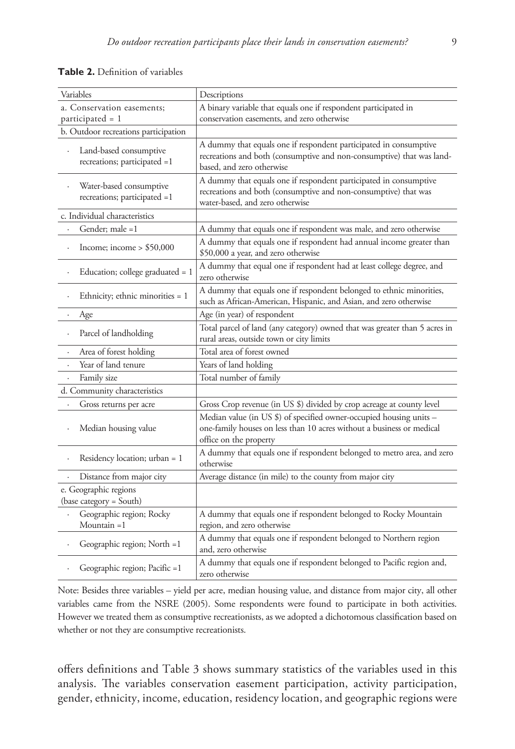**Table 2.** Definition of variables

| Variables | Descriptions |
|---|---|
| a. Conservation easements; participated = 1 | A binary variable that equals one if respondent participated in conservation easements, and zero otherwise |
| b. Outdoor recreations participation | |
| · Land-based consumptive recreations; participated =1 | A dummy that equals one if respondent participated in consumptive recreations and both (consumptive and non-consumptive) that was land-based, and zero otherwise |
| · Water-based consumptive recreations; participated =1 | A dummy that equals one if respondent participated in consumptive recreations and both (consumptive and non-consumptive) that was water-based, and zero otherwise |
| c. Individual characteristics | |
| · Gender; male =1 | A dummy that equals one if respondent was male, and zero otherwise |
| · Income; income > \$50,000 | A dummy that equals one if respondent had annual income greater than \$50,000 a year, and zero otherwise |
| · Education; college graduated = 1 | A dummy that equal one if respondent had at least college degree, and zero otherwise |
| · Ethnicity; ethnic minorities = 1 | A dummy that equals one if respondent belonged to ethnic minorities, such as African-American, Hispanic, and Asian, and zero otherwise |
| · Age | Age (in year) of respondent |
| · Parcel of landholding | Total parcel of land (any category) owned that was greater than 5 acres in rural areas, outside town or city limits |
| · Area of forest holding | Total area of forest owned |
| · Year of land tenure | Years of land holding |
| · Family size | Total number of family |
| d. Community characteristics | |
| · Gross returns per acre | Gross Crop revenue (in US \$) divided by crop acreage at county level |
| · Median housing value | Median value (in US \$) of specified owner-occupied housing units – one-family houses on less than 10 acres without a business or medical office on the property |
| · Residency location; urban = 1 | A dummy that equals one if respondent belonged to metro area, and zero otherwise |
| · Distance from major city | Average distance (in mile) to the county from major city |
| e. Geographic regions (base category = South) | |
| · Geographic region; Rocky Mountain =1 | A dummy that equals one if respondent belonged to Rocky Mountain region, and zero otherwise |
| · Geographic region; North =1 | A dummy that equals one if respondent belonged to Northern region and, zero otherwise |
| · Geographic region; Pacific =1 | A dummy that equals one if respondent belonged to Pacific region and, zero otherwise |

Note: Besides three variables – yield per acre, median housing value, and distance from major city, all other variables came from the NSRE (2005). Some respondents were found to participate in both activities. However we treated them as consumptive recreationists, as we adopted a dichotomous classification based on whether or not they are consumptive recreationists.

offers definitions and Table 3 shows summary statistics of the variables used in this analysis. The variables conservation easement participation, activity participation, gender, ethnicity, income, education, residency location, and geographic regions were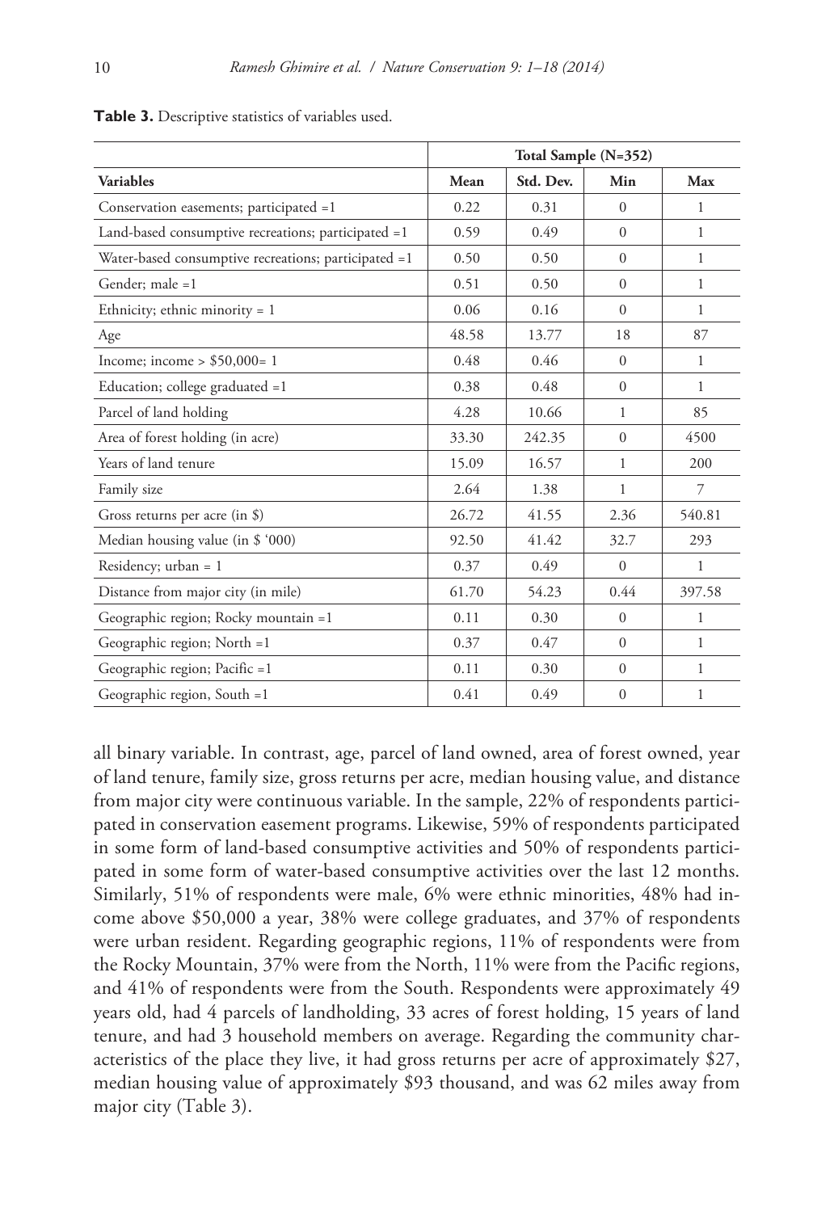**Table 3.** Descriptive statistics of variables used.

| | Total Sample (N=352) | | | |
|---|---|---|---|---|
| **Variables** | **Mean** | **Std. Dev.** | **Min** | **Max** |
| Conservation easements; participated =1 | 0.22 | 0.31 | 0 | 1 |
| Land-based consumptive recreations; participated =1 | 0.59 | 0.49 | 0 | 1 |
| Water-based consumptive recreations; participated =1 | 0.50 | 0.50 | 0 | 1 |
| Gender; male =1 | 0.51 | 0.50 | 0 | 1 |
| Ethnicity; ethnic minority = 1 | 0.06 | 0.16 | 0 | 1 |
| Age | 48.58 | 13.77 | 18 | 87 |
| Income; income > $50,000= 1 | 0.48 | 0.46 | 0 | 1 |
| Education; college graduated =1 | 0.38 | 0.48 | 0 | 1 |
| Parcel of land holding | 4.28 | 10.66 | 1 | 85 |
| Area of forest holding (in acre) | 33.30 | 242.35 | 0 | 4500 |
| Years of land tenure | 15.09 | 16.57 | 1 | 200 |
| Family size | 2.64 | 1.38 | 1 | 7 |
| Gross returns per acre (in $) | 26.72 | 41.55 | 2.36 | 540.81 |
| Median housing value (in $ '000) | 92.50 | 41.42 | 32.7 | 293 |
| Residency; urban = 1 | 0.37 | 0.49 | 0 | 1 |
| Distance from major city (in mile) | 61.70 | 54.23 | 0.44 | 397.58 |
| Geographic region; Rocky mountain =1 | 0.11 | 0.30 | 0 | 1 |
| Geographic region; North =1 | 0.37 | 0.47 | 0 | 1 |
| Geographic region; Pacific =1 | 0.11 | 0.30 | 0 | 1 |
| Geographic region, South =1 | 0.41 | 0.49 | 0 | 1 |

all binary variable. In contrast, age, parcel of land owned, area of forest owned, year of land tenure, family size, gross returns per acre, median housing value, and distance from major city were continuous variable. In the sample, 22% of respondents participated in conservation easement programs. Likewise, 59% of respondents participated in some form of land-based consumptive activities and 50% of respondents participated in some form of water-based consumptive activities over the last 12 months. Similarly, 51% of respondents were male, 6% were ethnic minorities, 48% had income above $50,000 a year, 38% were college graduates, and 37% of respondents were urban resident. Regarding geographic regions, 11% of respondents were from the Rocky Mountain, 37% were from the North, 11% were from the Pacific regions, and 41% of respondents were from the South. Respondents were approximately 49 years old, had 4 parcels of landholding, 33 acres of forest holding, 15 years of land tenure, and had 3 household members on average. Regarding the community characteristics of the place they live, it had gross returns per acre of approximately $27, median housing value of approximately $93 thousand, and was 62 miles away from major city (Table 3).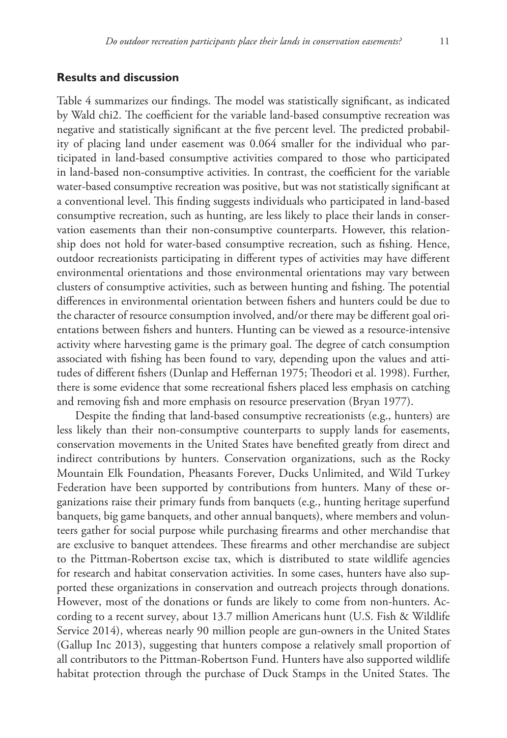## Results and discussion

Table 4 summarizes our findings. The model was statistically significant, as indicated by Wald chi2. The coefficient for the variable land-based consumptive recreation was negative and statistically significant at the five percent level. The predicted probability of placing land under easement was 0.064 smaller for the individual who participated in land-based consumptive activities compared to those who participated in land-based non-consumptive activities. In contrast, the coefficient for the variable water-based consumptive recreation was positive, but was not statistically significant at a conventional level. This finding suggests individuals who participated in land-based consumptive recreation, such as hunting, are less likely to place their lands in conservation easements than their non-consumptive counterparts. However, this relationship does not hold for water-based consumptive recreation, such as fishing. Hence, outdoor recreationists participating in different types of activities may have different environmental orientations and those environmental orientations may vary between clusters of consumptive activities, such as between hunting and fishing. The potential differences in environmental orientation between fishers and hunters could be due to the character of resource consumption involved, and/or there may be different goal orientations between fishers and hunters. Hunting can be viewed as a resource-intensive activity where harvesting game is the primary goal. The degree of catch consumption associated with fishing has been found to vary, depending upon the values and attitudes of different fishers (Dunlap and Heffernan 1975; Theodori et al. 1998). Further, there is some evidence that some recreational fishers placed less emphasis on catching and removing fish and more emphasis on resource preservation (Bryan 1977).

Despite the finding that land-based consumptive recreationists (e.g., hunters) are less likely than their non-consumptive counterparts to supply lands for easements, conservation movements in the United States have benefited greatly from direct and indirect contributions by hunters. Conservation organizations, such as the Rocky Mountain Elk Foundation, Pheasants Forever, Ducks Unlimited, and Wild Turkey Federation have been supported by contributions from hunters. Many of these organizations raise their primary funds from banquets (e.g., hunting heritage superfund banquets, big game banquets, and other annual banquets), where members and volunteers gather for social purpose while purchasing firearms and other merchandise that are exclusive to banquet attendees. These firearms and other merchandise are subject to the Pittman-Robertson excise tax, which is distributed to state wildlife agencies for research and habitat conservation activities. In some cases, hunters have also supported these organizations in conservation and outreach projects through donations. However, most of the donations or funds are likely to come from non-hunters. According to a recent survey, about 13.7 million Americans hunt (U.S. Fish & Wildlife Service 2014), whereas nearly 90 million people are gun-owners in the United States (Gallup Inc 2013), suggesting that hunters compose a relatively small proportion of all contributors to the Pittman-Robertson Fund. Hunters have also supported wildlife habitat protection through the purchase of Duck Stamps in the United States. The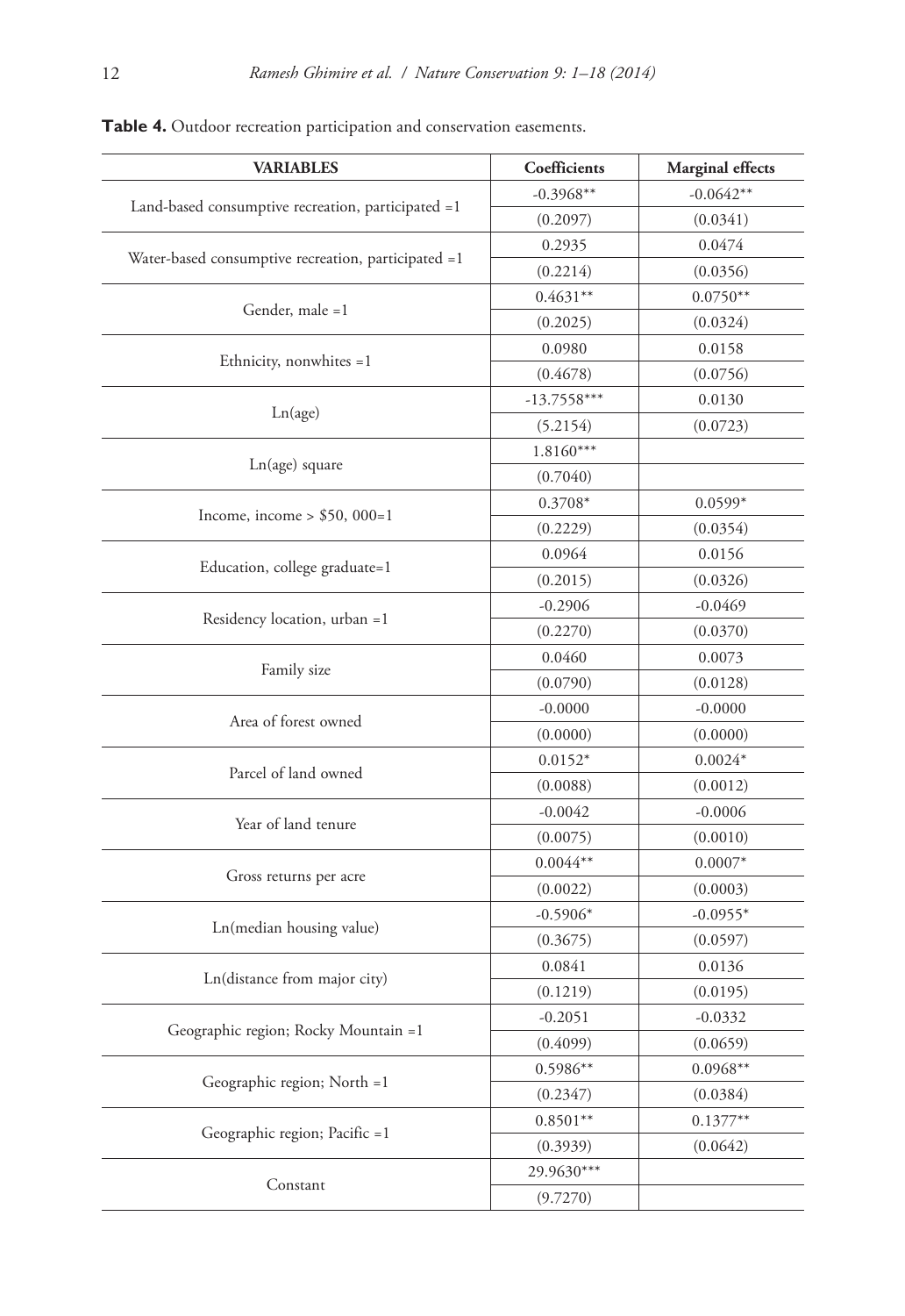**Table 4.** Outdoor recreation participation and conservation easements.

| VARIABLES | Coefficients | Marginal effects |
|---|---|---|
| Land-based consumptive recreation, participated =1 | -0.3968** | -0.0642** |
| | (0.2097) | (0.0341) |
| Water-based consumptive recreation, participated =1 | 0.2935 | 0.0474 |
| | (0.2214) | (0.0356) |
| Gender, male =1 | 0.4631** | 0.0750** |
| | (0.2025) | (0.0324) |
| Ethnicity, nonwhites =1 | 0.0980 | 0.0158 |
| | (0.4678) | (0.0756) |
| Ln(age) | -13.7558*** | 0.0130 |
| | (5.2154) | (0.0723) |
| Ln(age) square | 1.8160*** | |
| | (0.7040) | |
| Income, income > $50, 000=1 | 0.3708* | 0.0599* |
| | (0.2229) | (0.0354) |
| Education, college graduate=1 | 0.0964 | 0.0156 |
| | (0.2015) | (0.0326) |
| Residency location, urban =1 | -0.2906 | -0.0469 |
| | (0.2270) | (0.0370) |
| Family size | 0.0460 | 0.0073 |
| | (0.0790) | (0.0128) |
| Area of forest owned | -0.0000 | -0.0000 |
| | (0.0000) | (0.0000) |
| Parcel of land owned | 0.0152* | 0.0024* |
| | (0.0088) | (0.0012) |
| Year of land tenure | -0.0042 | -0.0006 |
| | (0.0075) | (0.0010) |
| Gross returns per acre | 0.0044** | 0.0007* |
| | (0.0022) | (0.0003) |
| Ln(median housing value) | -0.5906* | -0.0955* |
| | (0.3675) | (0.0597) |
| Ln(distance from major city) | 0.0841 | 0.0136 |
| | (0.1219) | (0.0195) |
| Geographic region; Rocky Mountain =1 | -0.2051 | -0.0332 |
| | (0.4099) | (0.0659) |
| Geographic region; North =1 | 0.5986** | 0.0968** |
| | (0.2347) | (0.0384) |
| Geographic region; Pacific =1 | 0.8501** | 0.1377** |
| | (0.3939) | (0.0642) |
| Constant | 29.9630*** | |
| | (9.7270) | |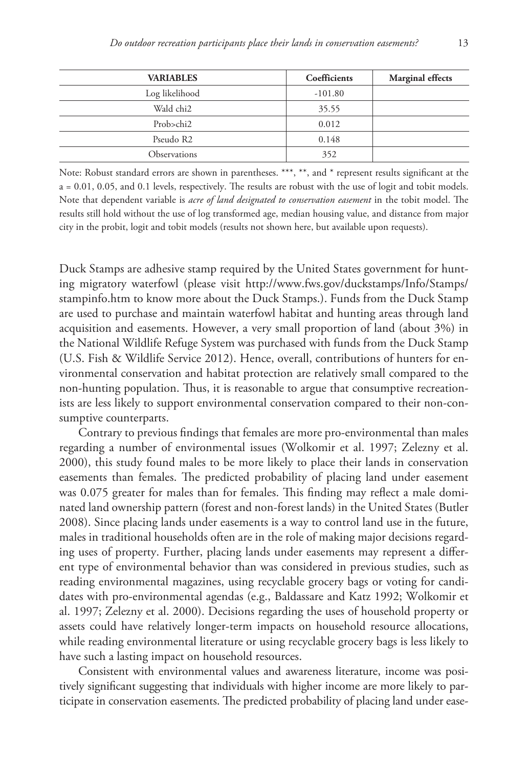| VARIABLES | Coefficients | Marginal effects |
|---|---|---|
| Log likelihood | -101.80 | |
| Wald chi2 | 35.55 | |
| Prob>chi2 | 0.012 | |
| Pseudo R2 | 0.148 | |
| Observations | 352 | |

Note: Robust standard errors are shown in parentheses. ***, **, and * represent results significant at the a = 0.01, 0.05, and 0.1 levels, respectively. The results are robust with the use of logit and tobit models. Note that dependent variable is *acre of land designated to conservation easement* in the tobit model. The results still hold without the use of log transformed age, median housing value, and distance from major city in the probit, logit and tobit models (results not shown here, but available upon requests).

Duck Stamps are adhesive stamp required by the United States government for hunting migratory waterfowl (please visit http://www.fws.gov/duckstamps/Info/Stamps/stampinfo.htm to know more about the Duck Stamps.). Funds from the Duck Stamp are used to purchase and maintain waterfowl habitat and hunting areas through land acquisition and easements. However, a very small proportion of land (about 3%) in the National Wildlife Refuge System was purchased with funds from the Duck Stamp (U.S. Fish & Wildlife Service 2012). Hence, overall, contributions of hunters for environmental conservation and habitat protection are relatively small compared to the non-hunting population. Thus, it is reasonable to argue that consumptive recreationists are less likely to support environmental conservation compared to their non-consumptive counterparts.

Contrary to previous findings that females are more pro-environmental than males regarding a number of environmental issues (Wolkomir et al. 1997; Zelezny et al. 2000), this study found males to be more likely to place their lands in conservation easements than females. The predicted probability of placing land under easement was 0.075 greater for males than for females. This finding may reflect a male dominated land ownership pattern (forest and non-forest lands) in the United States (Butler 2008). Since placing lands under easements is a way to control land use in the future, males in traditional households often are in the role of making major decisions regarding uses of property. Further, placing lands under easements may represent a different type of environmental behavior than was considered in previous studies, such as reading environmental magazines, using recyclable grocery bags or voting for candidates with pro-environmental agendas (e.g., Baldassare and Katz 1992; Wolkomir et al. 1997; Zelezny et al. 2000). Decisions regarding the uses of household property or assets could have relatively longer-term impacts on household resource allocations, while reading environmental literature or using recyclable grocery bags is less likely to have such a lasting impact on household resources.

Consistent with environmental values and awareness literature, income was positively significant suggesting that individuals with higher income are more likely to participate in conservation easements. The predicted probability of placing land under ease-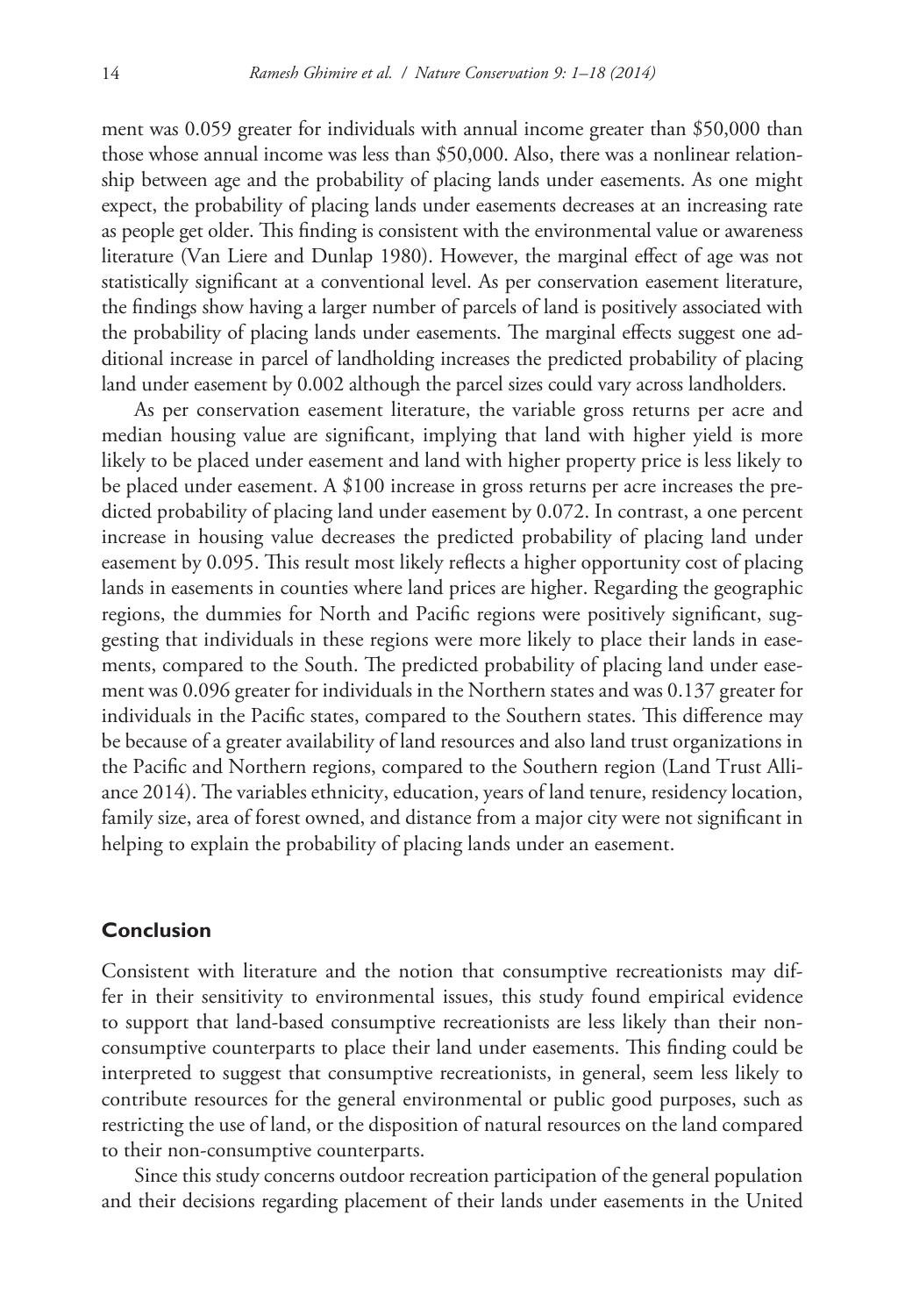ment was 0.059 greater for individuals with annual income greater than $50,000 than those whose annual income was less than $50,000. Also, there was a nonlinear relationship between age and the probability of placing lands under easements. As one might expect, the probability of placing lands under easements decreases at an increasing rate as people get older. This finding is consistent with the environmental value or awareness literature (Van Liere and Dunlap 1980). However, the marginal effect of age was not statistically significant at a conventional level. As per conservation easement literature, the findings show having a larger number of parcels of land is positively associated with the probability of placing lands under easements. The marginal effects suggest one additional increase in parcel of landholding increases the predicted probability of placing land under easement by 0.002 although the parcel sizes could vary across landholders.

As per conservation easement literature, the variable gross returns per acre and median housing value are significant, implying that land with higher yield is more likely to be placed under easement and land with higher property price is less likely to be placed under easement. A $100 increase in gross returns per acre increases the predicted probability of placing land under easement by 0.072. In contrast, a one percent increase in housing value decreases the predicted probability of placing land under easement by 0.095. This result most likely reflects a higher opportunity cost of placing lands in easements in counties where land prices are higher. Regarding the geographic regions, the dummies for North and Pacific regions were positively significant, suggesting that individuals in these regions were more likely to place their lands in easements, compared to the South. The predicted probability of placing land under easement was 0.096 greater for individuals in the Northern states and was 0.137 greater for individuals in the Pacific states, compared to the Southern states. This difference may be because of a greater availability of land resources and also land trust organizations in the Pacific and Northern regions, compared to the Southern region (Land Trust Alliance 2014). The variables ethnicity, education, years of land tenure, residency location, family size, area of forest owned, and distance from a major city were not significant in helping to explain the probability of placing lands under an easement.

## Conclusion

Consistent with literature and the notion that consumptive recreationists may differ in their sensitivity to environmental issues, this study found empirical evidence to support that land-based consumptive recreationists are less likely than their non-consumptive counterparts to place their land under easements. This finding could be interpreted to suggest that consumptive recreationists, in general, seem less likely to contribute resources for the general environmental or public good purposes, such as restricting the use of land, or the disposition of natural resources on the land compared to their non-consumptive counterparts.

Since this study concerns outdoor recreation participation of the general population and their decisions regarding placement of their lands under easements in the United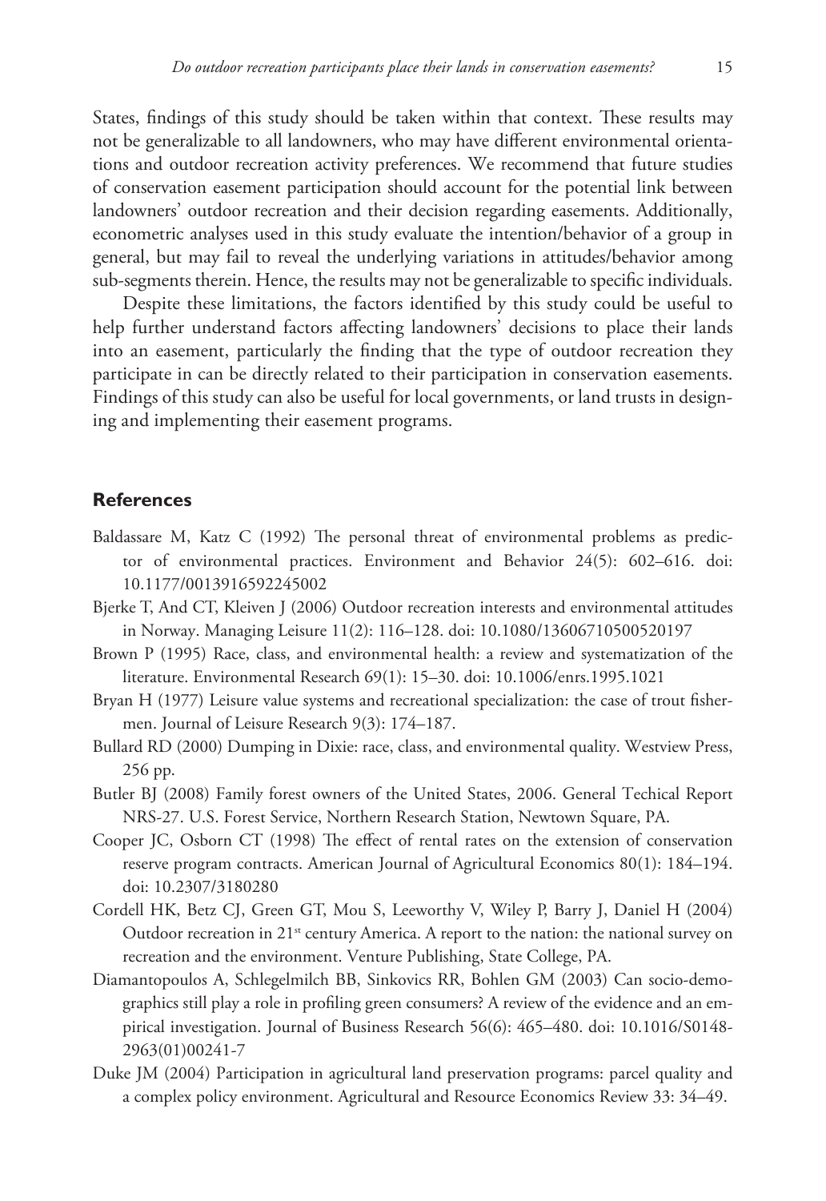States, findings of this study should be taken within that context. These results may not be generalizable to all landowners, who may have different environmental orientations and outdoor recreation activity preferences. We recommend that future studies of conservation easement participation should account for the potential link between landowners' outdoor recreation and their decision regarding easements. Additionally, econometric analyses used in this study evaluate the intention/behavior of a group in general, but may fail to reveal the underlying variations in attitudes/behavior among sub-segments therein. Hence, the results may not be generalizable to specific individuals.

Despite these limitations, the factors identified by this study could be useful to help further understand factors affecting landowners' decisions to place their lands into an easement, particularly the finding that the type of outdoor recreation they participate in can be directly related to their participation in conservation easements. Findings of this study can also be useful for local governments, or land trusts in designing and implementing their easement programs.

## References

Baldassare M, Katz C (1992) The personal threat of environmental problems as predictor of environmental practices. Environment and Behavior 24(5): 602–616. doi: 10.1177/0013916592245002

Bjerke T, And CT, Kleiven J (2006) Outdoor recreation interests and environmental attitudes in Norway. Managing Leisure 11(2): 116–128. doi: 10.1080/13606710500520197

Brown P (1995) Race, class, and environmental health: a review and systematization of the literature. Environmental Research 69(1): 15–30. doi: 10.1006/enrs.1995.1021

Bryan H (1977) Leisure value systems and recreational specialization: the case of trout fishermen. Journal of Leisure Research 9(3): 174–187.

Bullard RD (2000) Dumping in Dixie: race, class, and environmental quality. Westview Press, 256 pp.

Butler BJ (2008) Family forest owners of the United States, 2006. General Techical Report NRS-27. U.S. Forest Service, Northern Research Station, Newtown Square, PA.

Cooper JC, Osborn CT (1998) The effect of rental rates on the extension of conservation reserve program contracts. American Journal of Agricultural Economics 80(1): 184–194. doi: 10.2307/3180280

Cordell HK, Betz CJ, Green GT, Mou S, Leeworthy V, Wiley P, Barry J, Daniel H (2004) Outdoor recreation in 21st century America. A report to the nation: the national survey on recreation and the environment. Venture Publishing, State College, PA.

Diamantopoulos A, Schlegelmilch BB, Sinkovics RR, Bohlen GM (2003) Can socio-demographics still play a role in profiling green consumers? A review of the evidence and an empirical investigation. Journal of Business Research 56(6): 465–480. doi: 10.1016/S0148-2963(01)00241-7

Duke JM (2004) Participation in agricultural land preservation programs: parcel quality and a complex policy environment. Agricultural and Resource Economics Review 33: 34–49.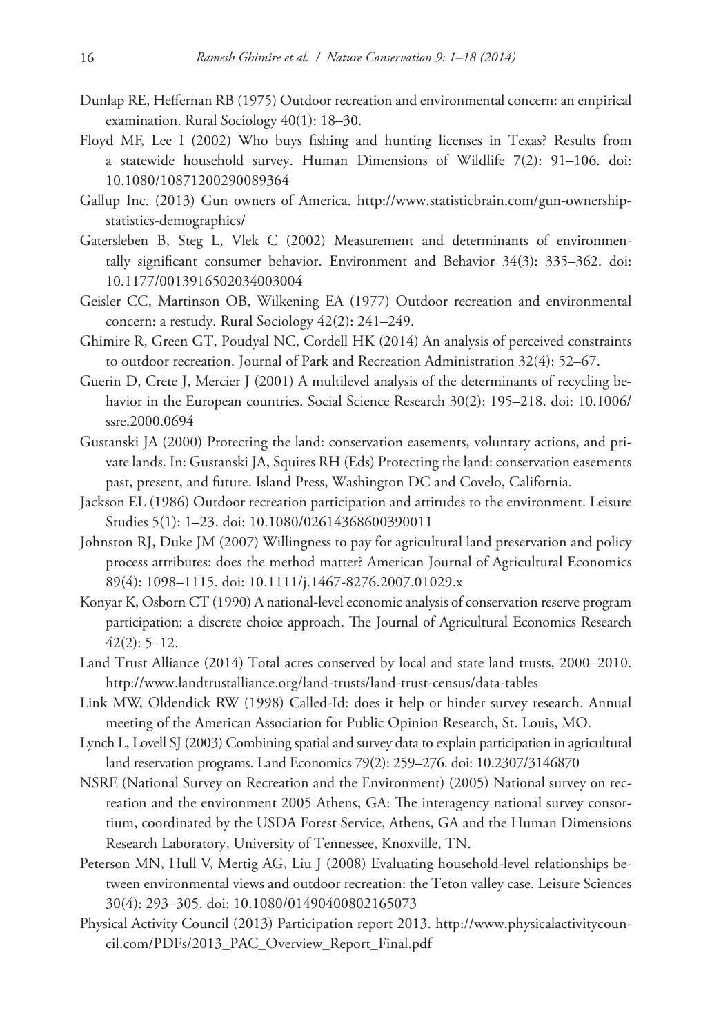Dunlap RE, Heffernan RB (1975) Outdoor recreation and environmental concern: an empirical examination. Rural Sociology 40(1): 18–30.

Floyd MF, Lee I (2002) Who buys fishing and hunting licenses in Texas? Results from a statewide household survey. Human Dimensions of Wildlife 7(2): 91–106. doi: 10.1080/10871200290089364

Gallup Inc. (2013) Gun owners of America. http://www.statisticbrain.com/gun-ownership-statistics-demographics/

Gatersleben B, Steg L, Vlek C (2002) Measurement and determinants of environmentally significant consumer behavior. Environment and Behavior 34(3): 335–362. doi: 10.1177/0013916502034003004

Geisler CC, Martinson OB, Wilkening EA (1977) Outdoor recreation and environmental concern: a restudy. Rural Sociology 42(2): 241–249.

Ghimire R, Green GT, Poudyal NC, Cordell HK (2014) An analysis of perceived constraints to outdoor recreation. Journal of Park and Recreation Administration 32(4): 52–67.

Guerin D, Crete J, Mercier J (2001) A multilevel analysis of the determinants of recycling behavior in the European countries. Social Science Research 30(2): 195–218. doi: 10.1006/ssre.2000.0694

Gustanski JA (2000) Protecting the land: conservation easements, voluntary actions, and private lands. In: Gustanski JA, Squires RH (Eds) Protecting the land: conservation easements past, present, and future. Island Press, Washington DC and Covelo, California.

Jackson EL (1986) Outdoor recreation participation and attitudes to the environment. Leisure Studies 5(1): 1–23. doi: 10.1080/02614368600390011

Johnston RJ, Duke JM (2007) Willingness to pay for agricultural land preservation and policy process attributes: does the method matter? American Journal of Agricultural Economics 89(4): 1098–1115. doi: 10.1111/j.1467-8276.2007.01029.x

Konyar K, Osborn CT (1990) A national-level economic analysis of conservation reserve program participation: a discrete choice approach. The Journal of Agricultural Economics Research 42(2): 5–12.

Land Trust Alliance (2014) Total acres conserved by local and state land trusts, 2000–2010. http://www.landtrustalliance.org/land-trusts/land-trust-census/data-tables

Link MW, Oldendick RW (1998) Called-Id: does it help or hinder survey research. Annual meeting of the American Association for Public Opinion Research, St. Louis, MO.

Lynch L, Lovell SJ (2003) Combining spatial and survey data to explain participation in agricultural land reservation programs. Land Economics 79(2): 259–276. doi: 10.2307/3146870

NSRE (National Survey on Recreation and the Environment) (2005) National survey on recreation and the environment 2005 Athens, GA: The interagency national survey consortium, coordinated by the USDA Forest Service, Athens, GA and the Human Dimensions Research Laboratory, University of Tennessee, Knoxville, TN.

Peterson MN, Hull V, Mertig AG, Liu J (2008) Evaluating household-level relationships between environmental views and outdoor recreation: the Teton valley case. Leisure Sciences 30(4): 293–305. doi: 10.1080/01490400802165073

Physical Activity Council (2013) Participation report 2013. http://www.physicalactivitycouncil.com/PDFs/2013_PAC_Overview_Report_Final.pdf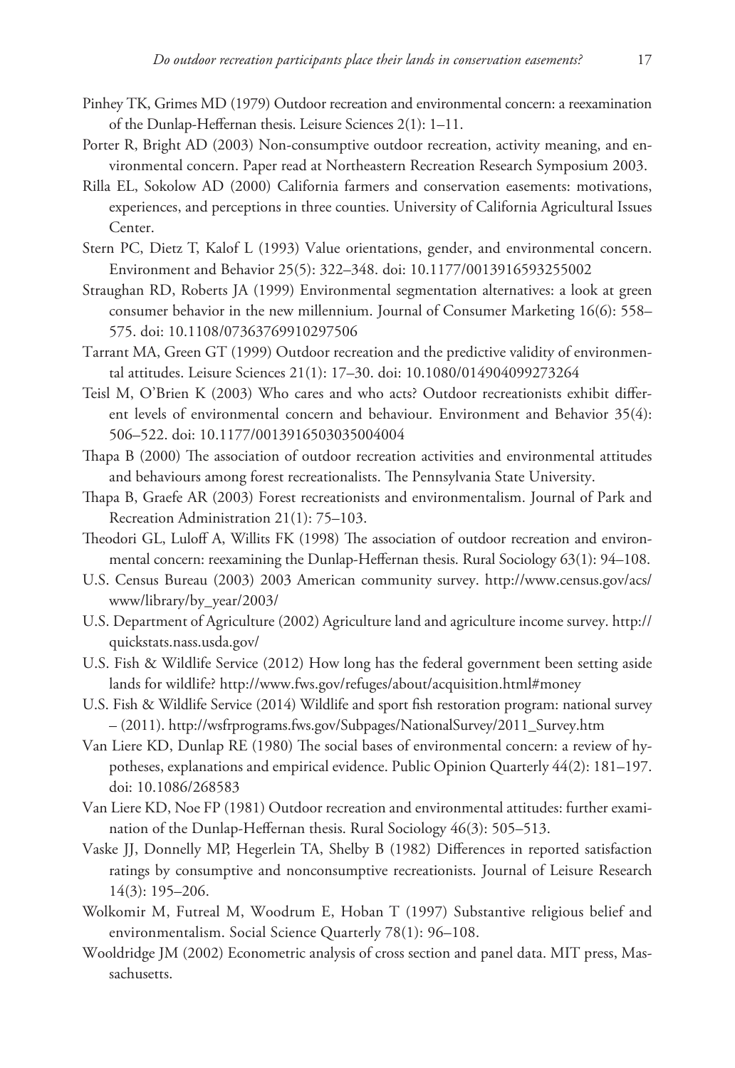Pinhey TK, Grimes MD (1979) Outdoor recreation and environmental concern: a reexamination of the Dunlap-Heffernan thesis. Leisure Sciences 2(1): 1–11.

Porter R, Bright AD (2003) Non-consumptive outdoor recreation, activity meaning, and environmental concern. Paper read at Northeastern Recreation Research Symposium 2003.

Rilla EL, Sokolow AD (2000) California farmers and conservation easements: motivations, experiences, and perceptions in three counties. University of California Agricultural Issues Center.

Stern PC, Dietz T, Kalof L (1993) Value orientations, gender, and environmental concern. Environment and Behavior 25(5): 322–348. doi: 10.1177/0013916593255002

Straughan RD, Roberts JA (1999) Environmental segmentation alternatives: a look at green consumer behavior in the new millennium. Journal of Consumer Marketing 16(6): 558–575. doi: 10.1108/07363769910297506

Tarrant MA, Green GT (1999) Outdoor recreation and the predictive validity of environmental attitudes. Leisure Sciences 21(1): 17–30. doi: 10.1080/014904099273264

Teisl M, O'Brien K (2003) Who cares and who acts? Outdoor recreationists exhibit different levels of environmental concern and behaviour. Environment and Behavior 35(4): 506–522. doi: 10.1177/0013916503035004004

Thapa B (2000) The association of outdoor recreation activities and environmental attitudes and behaviours among forest recreationalists. The Pennsylvania State University.

Thapa B, Graefe AR (2003) Forest recreationists and environmentalism. Journal of Park and Recreation Administration 21(1): 75–103.

Theodori GL, Luloff A, Willits FK (1998) The association of outdoor recreation and environmental concern: reexamining the Dunlap-Heffernan thesis. Rural Sociology 63(1): 94–108.

U.S. Census Bureau (2003) 2003 American community survey. http://www.census.gov/acs/www/library/by_year/2003/

U.S. Department of Agriculture (2002) Agriculture land and agriculture income survey. http://quickstats.nass.usda.gov/

U.S. Fish & Wildlife Service (2012) How long has the federal government been setting aside lands for wildlife? http://www.fws.gov/refuges/about/acquisition.html#money

U.S. Fish & Wildlife Service (2014) Wildlife and sport fish restoration program: national survey – (2011). http://wsfrprograms.fws.gov/Subpages/NationalSurvey/2011_Survey.htm

Van Liere KD, Dunlap RE (1980) The social bases of environmental concern: a review of hypotheses, explanations and empirical evidence. Public Opinion Quarterly 44(2): 181–197. doi: 10.1086/268583

Van Liere KD, Noe FP (1981) Outdoor recreation and environmental attitudes: further examination of the Dunlap-Heffernan thesis. Rural Sociology 46(3): 505–513.

Vaske JJ, Donnelly MP, Hegerlein TA, Shelby B (1982) Differences in reported satisfaction ratings by consumptive and nonconsumptive recreationists. Journal of Leisure Research 14(3): 195–206.

Wolkomir M, Futreal M, Woodrum E, Hoban T (1997) Substantive religious belief and environmentalism. Social Science Quarterly 78(1): 96–108.

Wooldridge JM (2002) Econometric analysis of cross section and panel data. MIT press, Massachusetts.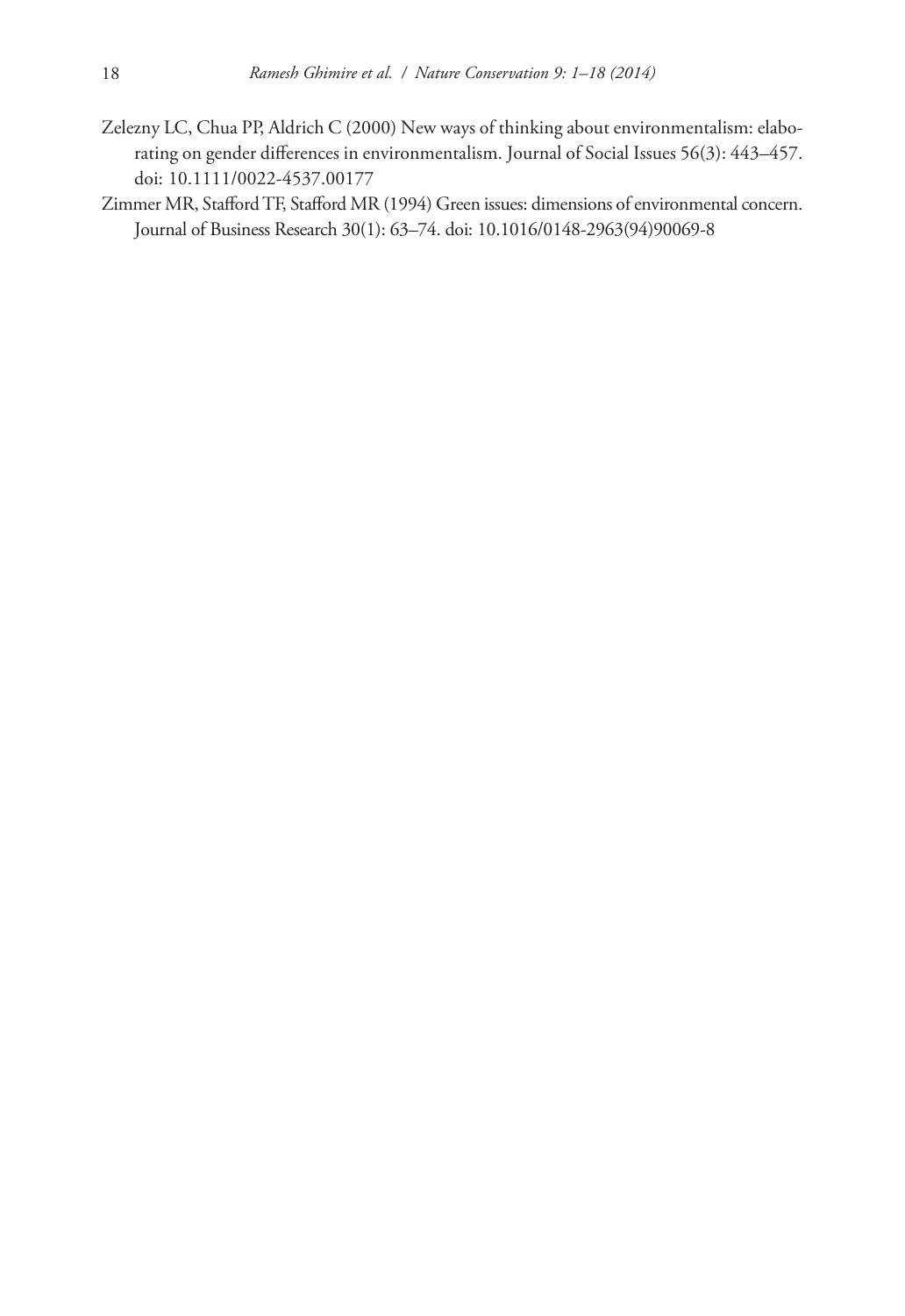Zelezny LC, Chua PP, Aldrich C (2000) New ways of thinking about environmentalism: elaborating on gender differences in environmentalism. Journal of Social Issues 56(3): 443–457. doi: 10.1111/0022-4537.00177

Zimmer MR, Stafford TF, Stafford MR (1994) Green issues: dimensions of environmental concern. Journal of Business Research 30(1): 63–74. doi: 10.1016/0148-2963(94)90069-8